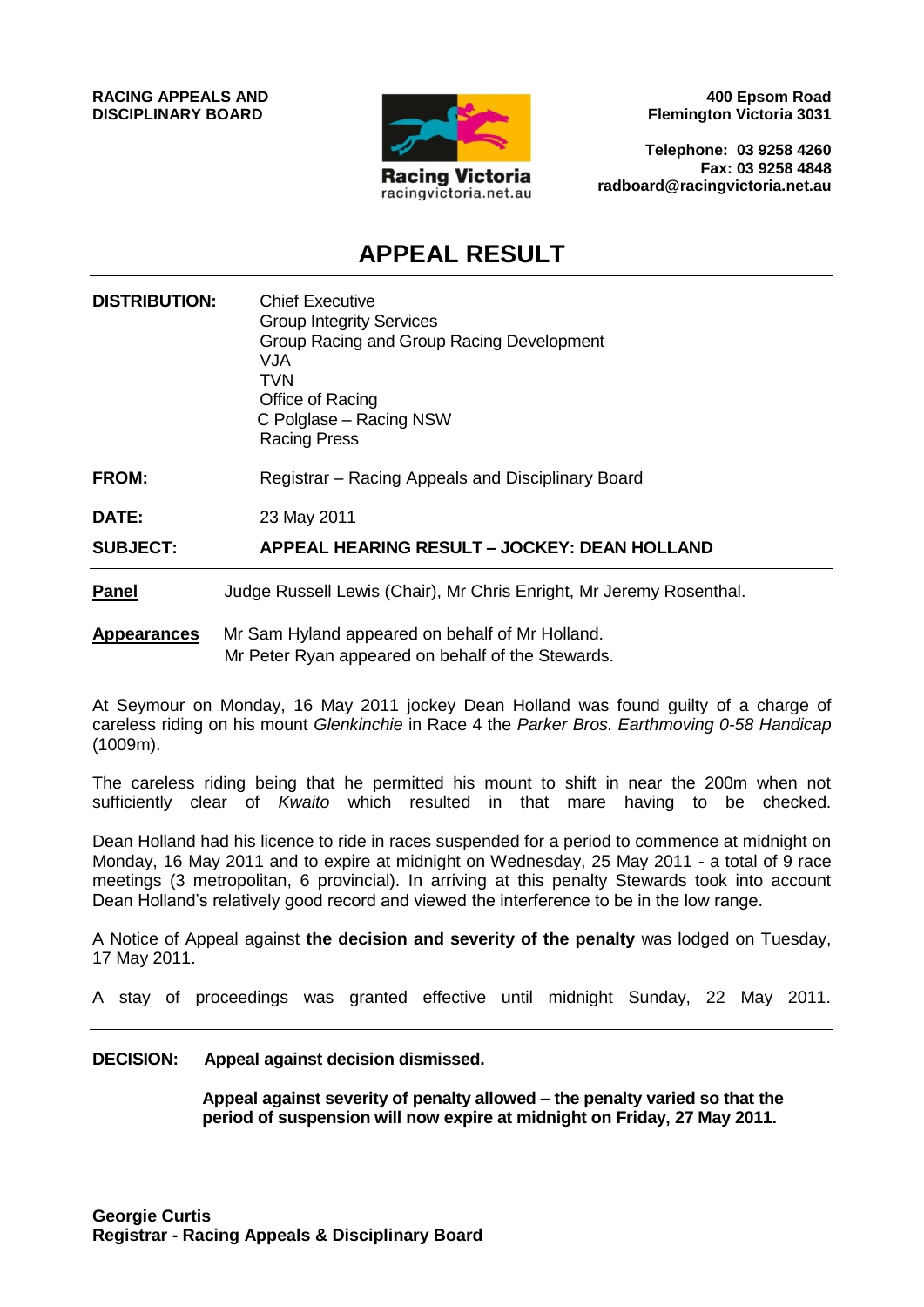**RACING APPEALS AND DISCIPLINARY BOARD**

Racing Victoria
racingvictoria.net.au

**400 Epsom Road**
**Flemington Victoria 3031**

**Telephone: 03 9258 4260**
**Fax: 03 9258 4848**
**radboard@racingvictoria.net.au**

# APPEAL RESULT

| | |
|---|---|
| **DISTRIBUTION:** | Chief Executive<br>Group Integrity Services<br>Group Racing and Group Racing Development<br>VJA<br>TVN<br>Office of Racing<br>C Polglase – Racing NSW<br>Racing Press |
| **FROM:** | Registrar – Racing Appeals and Disciplinary Board |
| **DATE:** | 23 May 2011 |
| **SUBJECT:** | **APPEAL HEARING RESULT – JOCKEY: DEAN HOLLAND** |

| | |
|---|---|
| **Panel** | Judge Russell Lewis (Chair), Mr Chris Enright, Mr Jeremy Rosenthal. |
| **Appearances** | Mr Sam Hyland appeared on behalf of Mr Holland.<br>Mr Peter Ryan appeared on behalf of the Stewards. |

At Seymour on Monday, 16 May 2011 jockey Dean Holland was found guilty of a charge of careless riding on his mount *Glenkinchie* in Race 4 the *Parker Bros. Earthmoving 0-58 Handicap* (1009m).

The careless riding being that he permitted his mount to shift in near the 200m when not sufficiently clear of *Kwaito* which resulted in that mare having to be checked.

Dean Holland had his licence to ride in races suspended for a period to commence at midnight on Monday, 16 May 2011 and to expire at midnight on Wednesday, 25 May 2011 - a total of 9 race meetings (3 metropolitan, 6 provincial). In arriving at this penalty Stewards took into account Dean Holland's relatively good record and viewed the interference to be in the low range.

A Notice of Appeal against **the decision and severity of the penalty** was lodged on Tuesday, 17 May 2011.

A stay of proceedings was granted effective until midnight Sunday, 22 May 2011.

---

**DECISION:** **Appeal against decision dismissed.**

**Appeal against severity of penalty allowed – the penalty varied so that the period of suspension will now expire at midnight on Friday, 27 May 2011.**

**Georgie Curtis**
**Registrar - Racing Appeals & Disciplinary Board**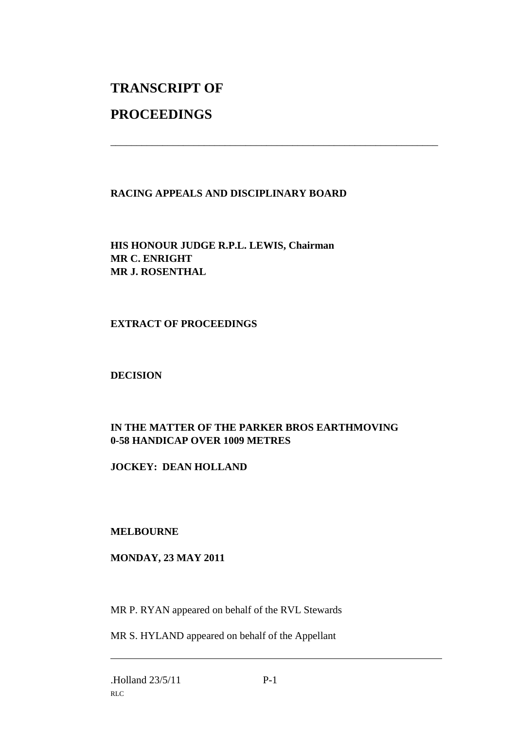# TRANSCRIPT OF

# PROCEEDINGS

---

**RACING APPEALS AND DISCIPLINARY BOARD**

**HIS HONOUR JUDGE R.P.L. LEWIS, Chairman**
**MR C. ENRIGHT**
**MR J. ROSENTHAL**

**EXTRACT OF PROCEEDINGS**

**DECISION**

**IN THE MATTER OF THE PARKER BROS EARTHMOVING 0-58 HANDICAP OVER 1009 METRES**

**JOCKEY: DEAN HOLLAND**

**MELBOURNE**

**MONDAY, 23 MAY 2011**

MR P. RYAN appeared on behalf of the RVL Stewards

MR S. HYLAND appeared on behalf of the Appellant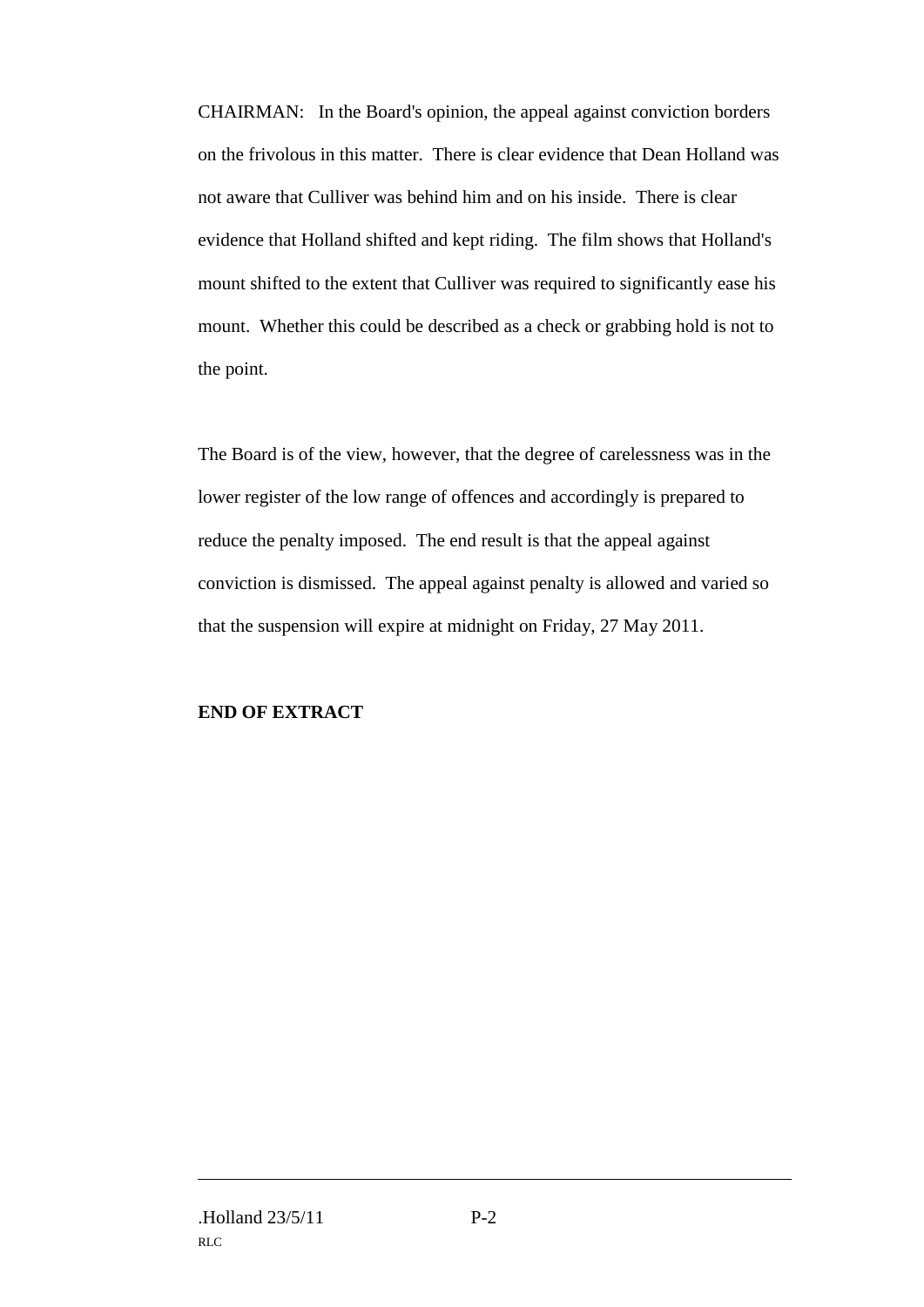CHAIRMAN: In the Board's opinion, the appeal against conviction borders on the frivolous in this matter. There is clear evidence that Dean Holland was not aware that Culliver was behind him and on his inside. There is clear evidence that Holland shifted and kept riding. The film shows that Holland's mount shifted to the extent that Culliver was required to significantly ease his mount. Whether this could be described as a check or grabbing hold is not to the point.

The Board is of the view, however, that the degree of carelessness was in the lower register of the low range of offences and accordingly is prepared to reduce the penalty imposed. The end result is that the appeal against conviction is dismissed. The appeal against penalty is allowed and varied so that the suspension will expire at midnight on Friday, 27 May 2011.

**END OF EXTRACT**